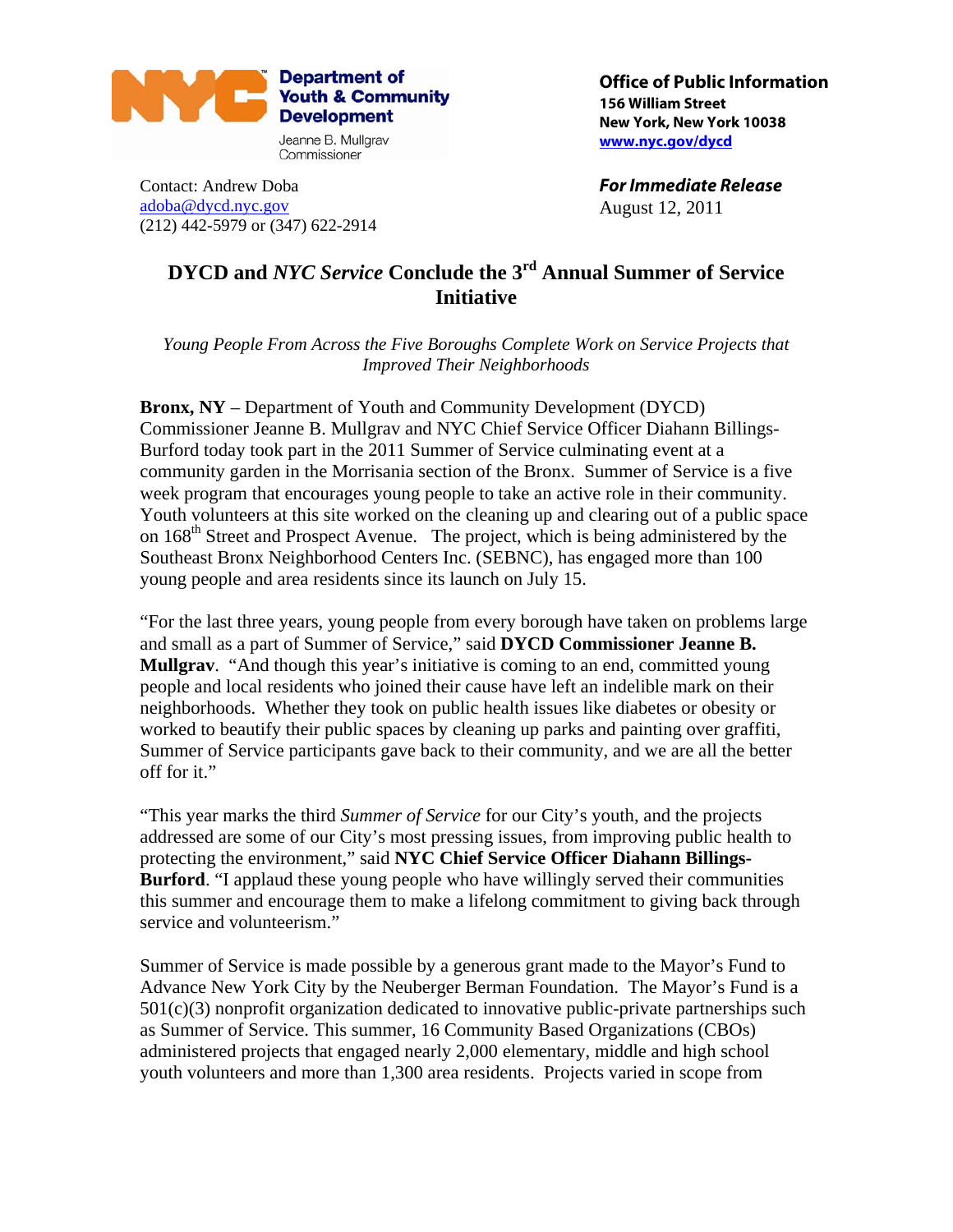**Department of Youth & Community Development**
Jeanne B. Mullgrav
Commissioner

**Office of Public Information**
**156 William Street**
**New York, New York 10038**
**www.nyc.gov/dycd**

Contact: Andrew Doba
adoba@dycd.nyc.gov
(212) 442-5979 or (347) 622-2914

***For Immediate Release***
August 12, 2011

# DYCD and *NYC Service* Conclude the 3rd Annual Summer of Service Initiative

*Young People From Across the Five Boroughs Complete Work on Service Projects that Improved Their Neighborhoods*

**Bronx, NY** – Department of Youth and Community Development (DYCD) Commissioner Jeanne B. Mullgrav and NYC Chief Service Officer Diahann Billings-Burford today took part in the 2011 Summer of Service culminating event at a community garden in the Morrisania section of the Bronx. Summer of Service is a five week program that encourages young people to take an active role in their community. Youth volunteers at this site worked on the cleaning up and clearing out of a public space on 168th Street and Prospect Avenue. The project, which is being administered by the Southeast Bronx Neighborhood Centers Inc. (SEBNC), has engaged more than 100 young people and area residents since its launch on July 15.

"For the last three years, young people from every borough have taken on problems large and small as a part of Summer of Service," said **DYCD Commissioner Jeanne B. Mullgrav**. "And though this year's initiative is coming to an end, committed young people and local residents who joined their cause have left an indelible mark on their neighborhoods. Whether they took on public health issues like diabetes or obesity or worked to beautify their public spaces by cleaning up parks and painting over graffiti, Summer of Service participants gave back to their community, and we are all the better off for it."

"This year marks the third *Summer of Service* for our City's youth, and the projects addressed are some of our City's most pressing issues, from improving public health to protecting the environment," said **NYC Chief Service Officer Diahann Billings-Burford**. "I applaud these young people who have willingly served their communities this summer and encourage them to make a lifelong commitment to giving back through service and volunteerism."

Summer of Service is made possible by a generous grant made to the Mayor's Fund to Advance New York City by the Neuberger Berman Foundation. The Mayor's Fund is a 501(c)(3) nonprofit organization dedicated to innovative public-private partnerships such as Summer of Service. This summer, 16 Community Based Organizations (CBOs) administered projects that engaged nearly 2,000 elementary, middle and high school youth volunteers and more than 1,300 area residents. Projects varied in scope from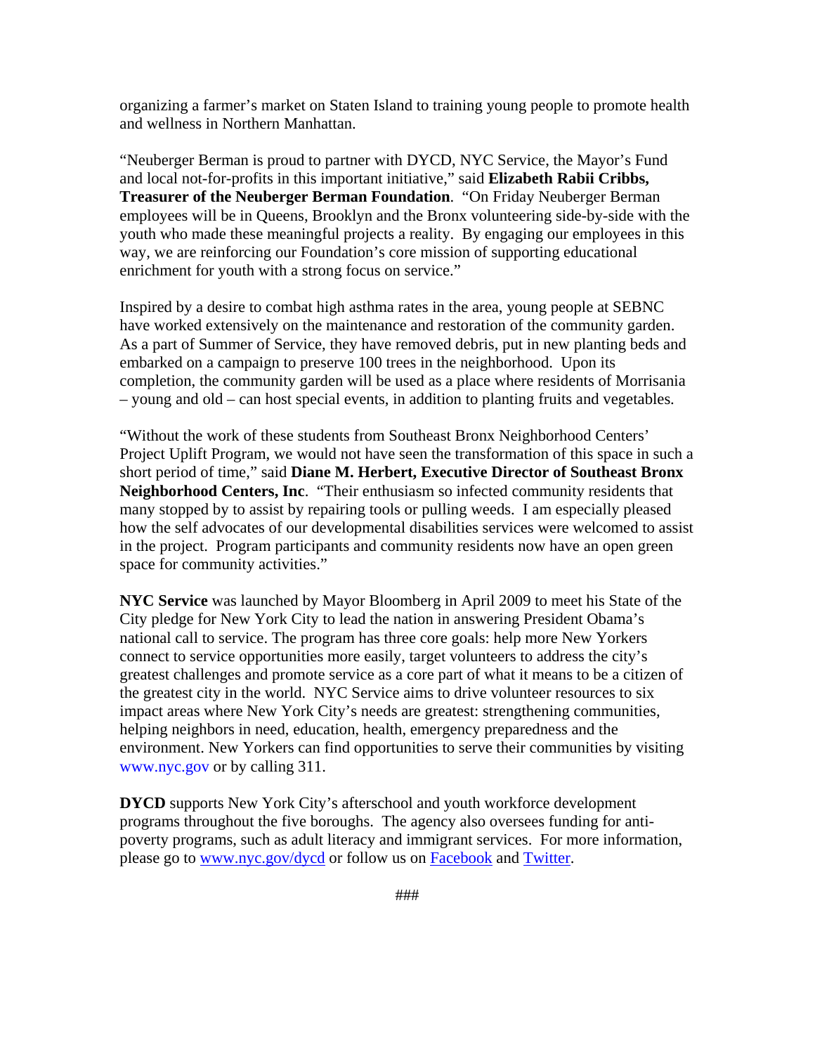organizing a farmer's market on Staten Island to training young people to promote health and wellness in Northern Manhattan.

"Neuberger Berman is proud to partner with DYCD, NYC Service, the Mayor's Fund and local not-for-profits in this important initiative," said **Elizabeth Rabii Cribbs, Treasurer of the Neuberger Berman Foundation**. "On Friday Neuberger Berman employees will be in Queens, Brooklyn and the Bronx volunteering side-by-side with the youth who made these meaningful projects a reality. By engaging our employees in this way, we are reinforcing our Foundation's core mission of supporting educational enrichment for youth with a strong focus on service."

Inspired by a desire to combat high asthma rates in the area, young people at SEBNC have worked extensively on the maintenance and restoration of the community garden. As a part of Summer of Service, they have removed debris, put in new planting beds and embarked on a campaign to preserve 100 trees in the neighborhood. Upon its completion, the community garden will be used as a place where residents of Morrisania – young and old – can host special events, in addition to planting fruits and vegetables.

"Without the work of these students from Southeast Bronx Neighborhood Centers' Project Uplift Program, we would not have seen the transformation of this space in such a short period of time," said **Diane M. Herbert, Executive Director of Southeast Bronx Neighborhood Centers, Inc**. "Their enthusiasm so infected community residents that many stopped by to assist by repairing tools or pulling weeds. I am especially pleased how the self advocates of our developmental disabilities services were welcomed to assist in the project. Program participants and community residents now have an open green space for community activities."

**NYC Service** was launched by Mayor Bloomberg in April 2009 to meet his State of the City pledge for New York City to lead the nation in answering President Obama's national call to service. The program has three core goals: help more New Yorkers connect to service opportunities more easily, target volunteers to address the city's greatest challenges and promote service as a core part of what it means to be a citizen of the greatest city in the world. NYC Service aims to drive volunteer resources to six impact areas where New York City's needs are greatest: strengthening communities, helping neighbors in need, education, health, emergency preparedness and the environment. New Yorkers can find opportunities to serve their communities by visiting www.nyc.gov or by calling 311.

**DYCD** supports New York City's afterschool and youth workforce development programs throughout the five boroughs. The agency also oversees funding for anti-poverty programs, such as adult literacy and immigrant services. For more information, please go to www.nyc.gov/dycd or follow us on Facebook and Twitter.

###